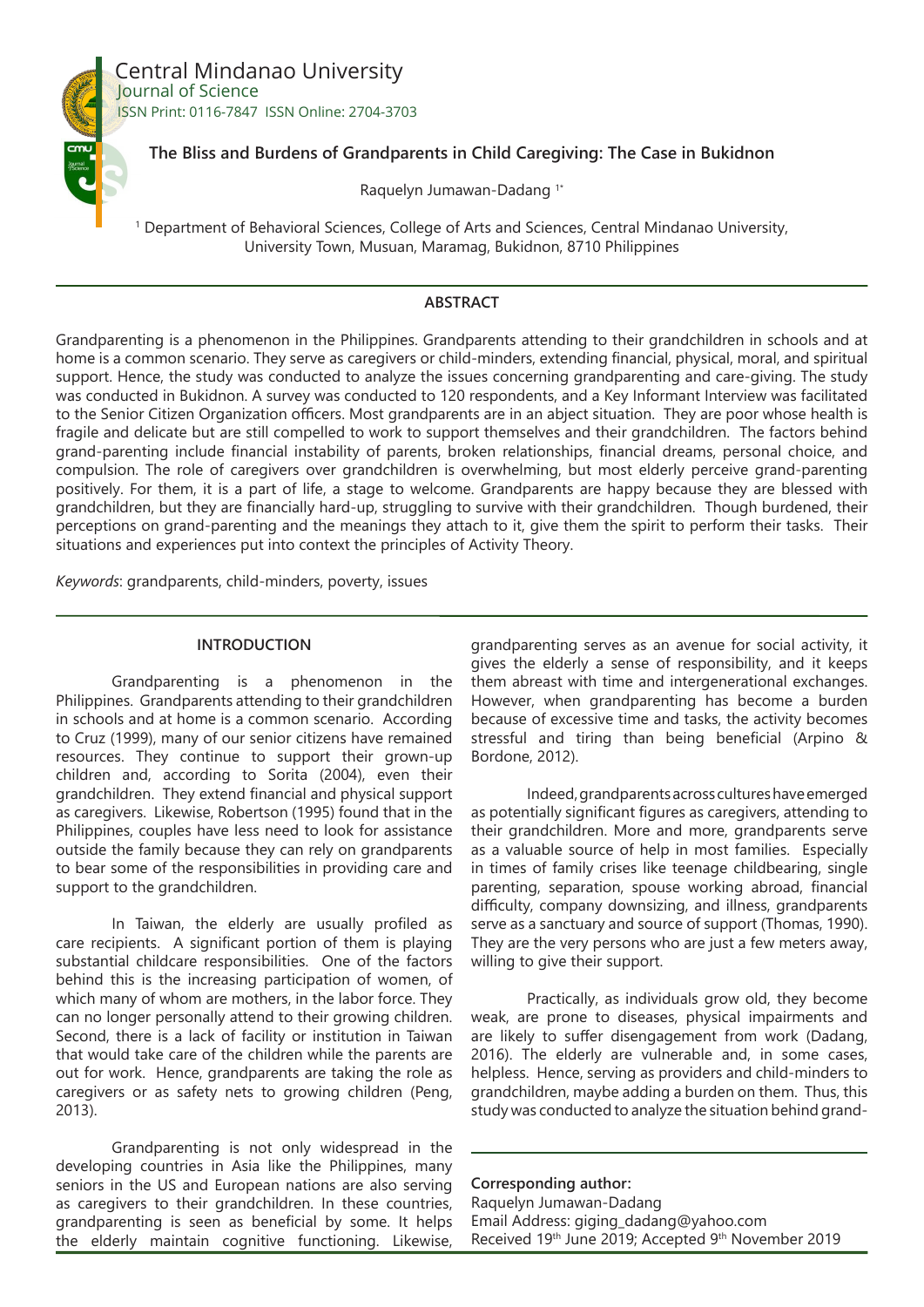Central Mindanao University
Journal of Science
ISSN Print: 0116-7847 ISSN Online: 2704-3703

# The Bliss and Burdens of Grandparents in Child Caregiving: The Case in Bukidnon

Raquelyn Jumawan-Dadang [1*]

[1] Department of Behavioral Sciences, College of Arts and Sciences, Central Mindanao University, University Town, Musuan, Maramag, Bukidnon, 8710 Philippines

## ABSTRACT

Grandparenting is a phenomenon in the Philippines. Grandparents attending to their grandchildren in schools and at home is a common scenario. They serve as caregivers or child-minders, extending financial, physical, moral, and spiritual support. Hence, the study was conducted to analyze the issues concerning grandparenting and care-giving. The study was conducted in Bukidnon. A survey was conducted to 120 respondents, and a Key Informant Interview was facilitated to the Senior Citizen Organization officers. Most grandparents are in an abject situation. They are poor whose health is fragile and delicate but are still compelled to work to support themselves and their grandchildren. The factors behind grand-parenting include financial instability of parents, broken relationships, financial dreams, personal choice, and compulsion. The role of caregivers over grandchildren is overwhelming, but most elderly perceive grand-parenting positively. For them, it is a part of life, a stage to welcome. Grandparents are happy because they are blessed with grandchildren, but they are financially hard-up, struggling to survive with their grandchildren. Though burdened, their perceptions on grand-parenting and the meanings they attach to it, give them the spirit to perform their tasks. Their situations and experiences put into context the principles of Activity Theory.

*Keywords*: grandparents, child-minders, poverty, issues

## INTRODUCTION

Grandparenting is a phenomenon in the Philippines. Grandparents attending to their grandchildren in schools and at home is a common scenario. According to Cruz (1999), many of our senior citizens have remained resources. They continue to support their grown-up children and, according to Sorita (2004), even their grandchildren. They extend financial and physical support as caregivers. Likewise, Robertson (1995) found that in the Philippines, couples have less need to look for assistance outside the family because they can rely on grandparents to bear some of the responsibilities in providing care and support to the grandchildren.

In Taiwan, the elderly are usually profiled as care recipients. A significant portion of them is playing substantial childcare responsibilities. One of the factors behind this is the increasing participation of women, of which many of whom are mothers, in the labor force. They can no longer personally attend to their growing children. Second, there is a lack of facility or institution in Taiwan that would take care of the children while the parents are out for work. Hence, grandparents are taking the role as caregivers or as safety nets to growing children (Peng, 2013).

Grandparenting is not only widespread in the developing countries in Asia like the Philippines, many seniors in the US and European nations are also serving as caregivers to their grandchildren. In these countries, grandparenting is seen as beneficial by some. It helps the elderly maintain cognitive functioning. Likewise, grandparenting serves as an avenue for social activity, it gives the elderly a sense of responsibility, and it keeps them abreast with time and intergenerational exchanges. However, when grandparenting has become a burden because of excessive time and tasks, the activity becomes stressful and tiring than being beneficial (Arpino & Bordone, 2012).

Indeed, grandparents across cultures have emerged as potentially significant figures as caregivers, attending to their grandchildren. More and more, grandparents serve as a valuable source of help in most families. Especially in times of family crises like teenage childbearing, single parenting, separation, spouse working abroad, financial difficulty, company downsizing, and illness, grandparents serve as a sanctuary and source of support (Thomas, 1990). They are the very persons who are just a few meters away, willing to give their support.

Practically, as individuals grow old, they become weak, are prone to diseases, physical impairments and are likely to suffer disengagement from work (Dadang, 2016). The elderly are vulnerable and, in some cases, helpless. Hence, serving as providers and child-minders to grandchildren, maybe adding a burden on them. Thus, this study was conducted to analyze the situation behind grand-

**Corresponding author:**
Raquelyn Jumawan-Dadang
Email Address: giging_dadang@yahoo.com
Received 19th June 2019; Accepted 9th November 2019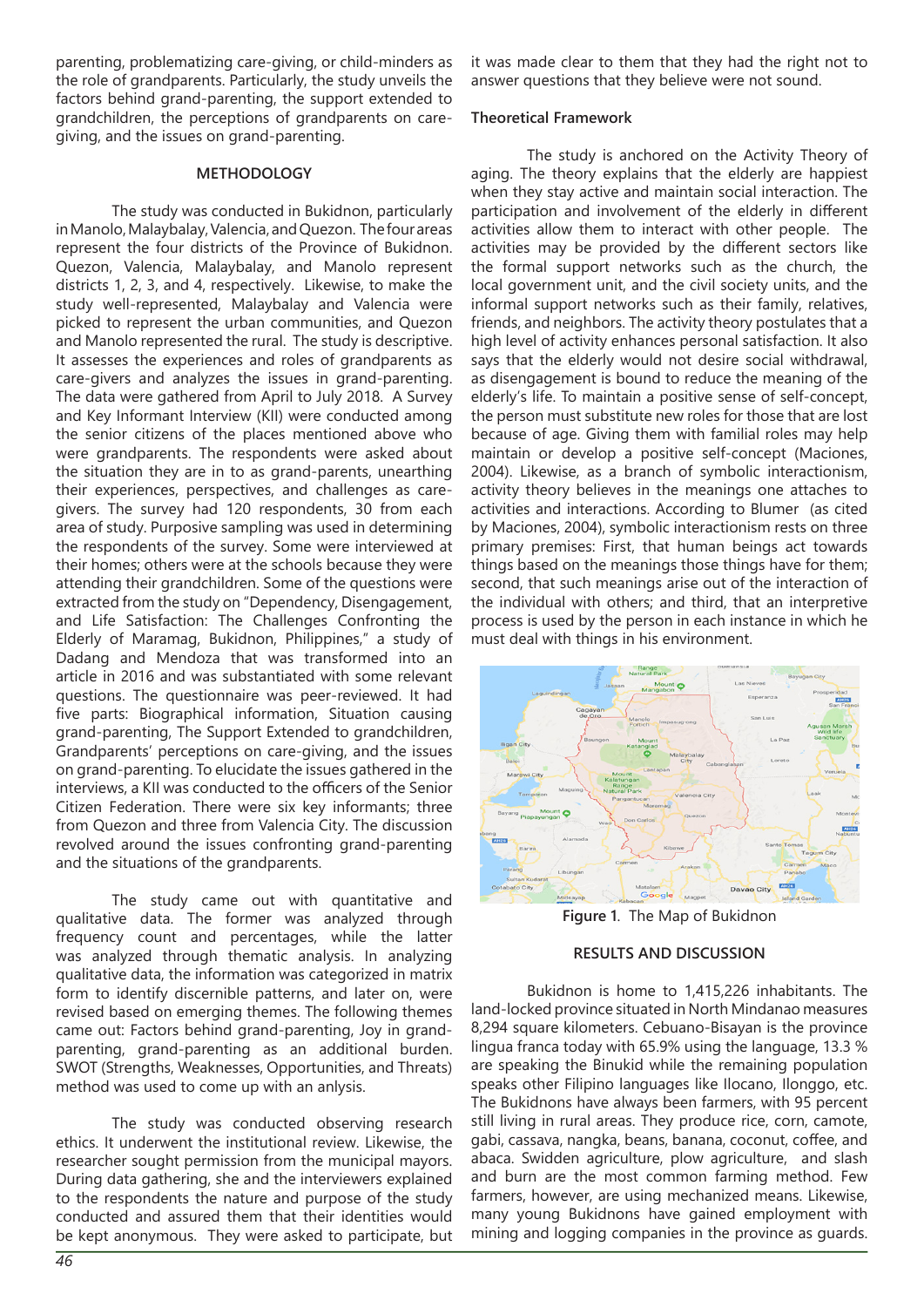parenting, problematizing care-giving, or child-minders as the role of grandparents. Particularly, the study unveils the factors behind grand-parenting, the support extended to grandchildren, the perceptions of grandparents on care-giving, and the issues on grand-parenting.

## METHODOLOGY

The study was conducted in Bukidnon, particularly in Manolo, Malaybalay, Valencia, and Quezon. The four areas represent the four districts of the Province of Bukidnon. Quezon, Valencia, Malaybalay, and Manolo represent districts 1, 2, 3, and 4, respectively. Likewise, to make the study well-represented, Malaybalay and Valencia were picked to represent the urban communities, and Quezon and Manolo represented the rural. The study is descriptive. It assesses the experiences and roles of grandparents as care-givers and analyzes the issues in grand-parenting. The data were gathered from April to July 2018. A Survey and Key Informant Interview (KII) were conducted among the senior citizens of the places mentioned above who were grandparents. The respondents were asked about the situation they are in to as grand-parents, unearthing their experiences, perspectives, and challenges as care-givers. The survey had 120 respondents, 30 from each area of study. Purposive sampling was used in determining the respondents of the survey. Some were interviewed at their homes; others were at the schools because they were attending their grandchildren. Some of the questions were extracted from the study on "Dependency, Disengagement, and Life Satisfaction: The Challenges Confronting the Elderly of Maramag, Bukidnon, Philippines," a study of Dadang and Mendoza that was transformed into an article in 2016 and was substantiated with some relevant questions. The questionnaire was peer-reviewed. It had five parts: Biographical information, Situation causing grand-parenting, The Support Extended to grandchildren, Grandparents' perceptions on care-giving, and the issues on grand-parenting. To elucidate the issues gathered in the interviews, a KII was conducted to the officers of the Senior Citizen Federation. There were six key informants; three from Quezon and three from Valencia City. The discussion revolved around the issues confronting grand-parenting and the situations of the grandparents.

The study came out with quantitative and qualitative data. The former was analyzed through frequency count and percentages, while the latter was analyzed through thematic analysis. In analyzing qualitative data, the information was categorized in matrix form to identify discernible patterns, and later on, were revised based on emerging themes. The following themes came out: Factors behind grand-parenting, Joy in grand-parenting, grand-parenting as an additional burden. SWOT (Strengths, Weaknesses, Opportunities, and Threats) method was used to come up with an anlysis.

The study was conducted observing research ethics. It underwent the institutional review. Likewise, the researcher sought permission from the municipal mayors. During data gathering, she and the interviewers explained to the respondents the nature and purpose of the study conducted and assured them that their identities would be kept anonymous. They were asked to participate, but it was made clear to them that they had the right not to answer questions that they believe were not sound.

### Theoretical Framework

The study is anchored on the Activity Theory of aging. The theory explains that the elderly are happiest when they stay active and maintain social interaction. The participation and involvement of the elderly in different activities allow them to interact with other people. The activities may be provided by the different sectors like the formal support networks such as the church, the local government unit, and the civil society units, and the informal support networks such as their family, relatives, friends, and neighbors. The activity theory postulates that a high level of activity enhances personal satisfaction. It also says that the elderly would not desire social withdrawal, as disengagement is bound to reduce the meaning of the elderly's life. To maintain a positive sense of self-concept, the person must substitute new roles for those that are lost because of age. Giving them with familial roles may help maintain or develop a positive self-concept (Maciones, 2004). Likewise, as a branch of symbolic interactionism, activity theory believes in the meanings one attaches to activities and interactions. According to Blumer (as cited by Maciones, 2004), symbolic interactionism rests on three primary premises: First, that human beings act towards things based on the meanings those things have for them; second, that such meanings arise out of the interaction of the individual with others; and third, that an interpretive process is used by the person in each instance in which he must deal with things in his environment.

**Figure 1.** The Map of Bukidnon

## RESULTS AND DISCUSSION

Bukidnon is home to 1,415,226 inhabitants. The land-locked province situated in North Mindanao measures 8,294 square kilometers. Cebuano-Bisayan is the province lingua franca today with 65.9% using the language, 13.3 % are speaking the Binukid while the remaining population speaks other Filipino languages like Ilocano, Ilonggo, etc. The Bukidnons have always been farmers, with 95 percent still living in rural areas. They produce rice, corn, camote, gabi, cassava, nangka, beans, banana, coconut, coffee, and abaca. Swidden agriculture, plow agriculture, and slash and burn are the most common farming method. Few farmers, however, are using mechanized means. Likewise, many young Bukidnons have gained employment with mining and logging companies in the province as guards.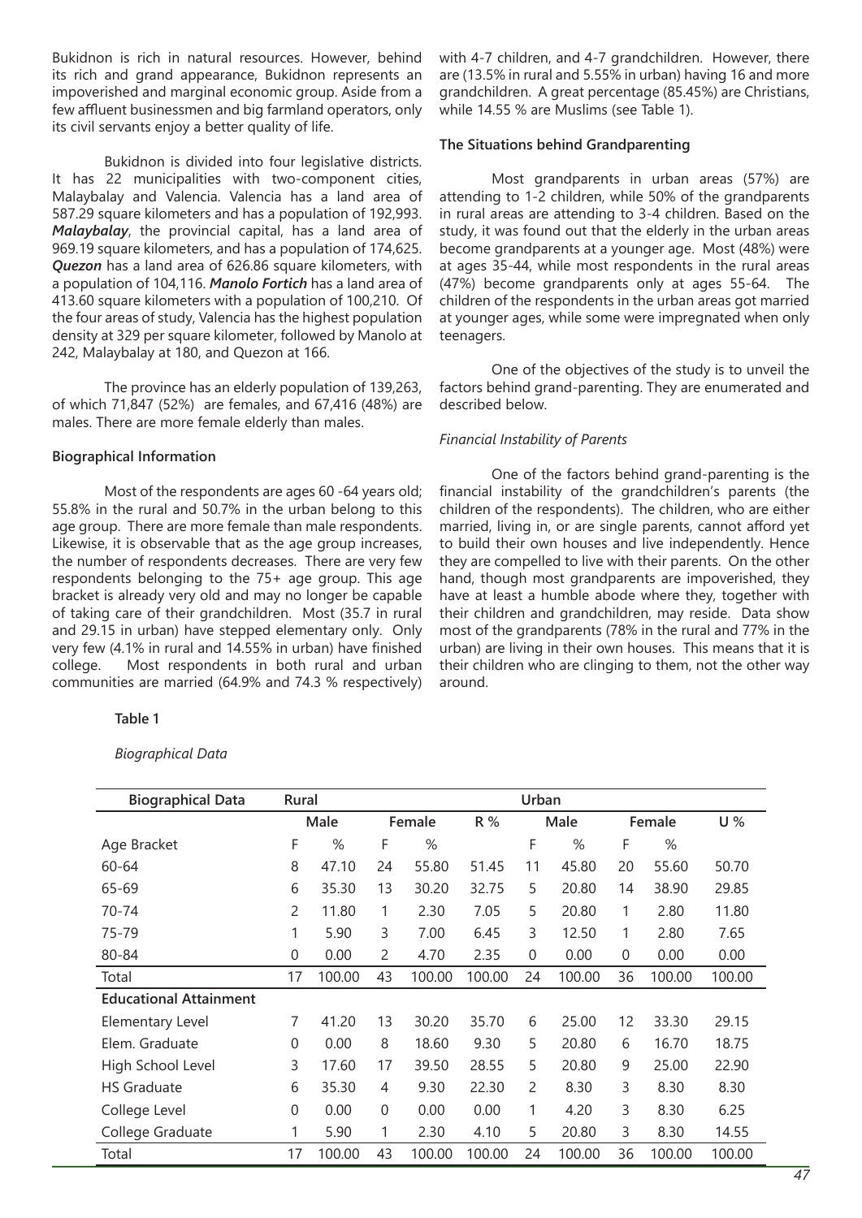Bukidnon is rich in natural resources. However, behind its rich and grand appearance, Bukidnon represents an impoverished and marginal economic group. Aside from a few affluent businessmen and big farmland operators, only its civil servants enjoy a better quality of life.

Bukidnon is divided into four legislative districts. It has 22 municipalities with two-component cities, Malaybalay and Valencia. Valencia has a land area of 587.29 square kilometers and has a population of 192,993. ***Malaybalay***, the provincial capital, has a land area of 969.19 square kilometers, and has a population of 174,625. ***Quezon*** has a land area of 626.86 square kilometers, with a population of 104,116. ***Manolo Fortich*** has a land area of 413.60 square kilometers with a population of 100,210. Of the four areas of study, Valencia has the highest population density at 329 per square kilometer, followed by Manolo at 242, Malaybalay at 180, and Quezon at 166.

The province has an elderly population of 139,263, of which 71,847 (52%) are females, and 67,416 (48%) are males. There are more female elderly than males.

**Biographical Information**

Most of the respondents are ages 60 -64 years old; 55.8% in the rural and 50.7% in the urban belong to this age group. There are more female than male respondents. Likewise, it is observable that as the age group increases, the number of respondents decreases. There are very few respondents belonging to the 75+ age group. This age bracket is already very old and may no longer be capable of taking care of their grandchildren. Most (35.7 in rural and 29.15 in urban) have stepped elementary only. Only very few (4.1% in rural and 14.55% in urban) have finished college. Most respondents in both rural and urban communities are married (64.9% and 74.3 % respectively) with 4-7 children, and 4-7 grandchildren. However, there are (13.5% in rural and 5.55% in urban) having 16 and more grandchildren. A great percentage (85.45%) are Christians, while 14.55 % are Muslims (see Table 1).

**The Situations behind Grandparenting**

Most grandparents in urban areas (57%) are attending to 1-2 children, while 50% of the grandparents in rural areas are attending to 3-4 children. Based on the study, it was found out that the elderly in the urban areas become grandparents at a younger age. Most (48%) were at ages 35-44, while most respondents in the rural areas (47%) become grandparents only at ages 55-64. The children of the respondents in the urban areas got married at younger ages, while some were impregnated when only teenagers.

One of the objectives of the study is to unveil the factors behind grand-parenting. They are enumerated and described below.

*Financial Instability of Parents*

One of the factors behind grand-parenting is the financial instability of the grandchildren's parents (the children of the respondents). The children, who are either married, living in, or are single parents, cannot afford yet to build their own houses and live independently. Hence they are compelled to live with their parents. On the other hand, though most grandparents are impoverished, they have at least a humble abode where they, together with their children and grandchildren, may reside. Data show most of the grandparents (78% in the rural and 77% in the urban) are living in their own houses. This means that it is their children who are clinging to them, not the other way around.

**Table 1**

*Biographical Data*

| Biographical Data | Rural | | | | | Urban | | | | |
|---|---|---|---|---|---|---|---|---|---|---|
| | Male | | Female | | R % | Male | | Female | | U % |
| Age Bracket | F | % | F | % | | F | % | F | % | |
| 60-64 | 8 | 47.10 | 24 | 55.80 | 51.45 | 11 | 45.80 | 20 | 55.60 | 50.70 |
| 65-69 | 6 | 35.30 | 13 | 30.20 | 32.75 | 5 | 20.80 | 14 | 38.90 | 29.85 |
| 70-74 | 2 | 11.80 | 1 | 2.30 | 7.05 | 5 | 20.80 | 1 | 2.80 | 11.80 |
| 75-79 | 1 | 5.90 | 3 | 7.00 | 6.45 | 3 | 12.50 | 1 | 2.80 | 7.65 |
| 80-84 | 0 | 0.00 | 2 | 4.70 | 2.35 | 0 | 0.00 | 0 | 0.00 | 0.00 |
| Total | 17 | 100.00 | 43 | 100.00 | 100.00 | 24 | 100.00 | 36 | 100.00 | 100.00 |
| **Educational Attainment** | | | | | | | | | | |
| Elementary Level | 7 | 41.20 | 13 | 30.20 | 35.70 | 6 | 25.00 | 12 | 33.30 | 29.15 |
| Elem. Graduate | 0 | 0.00 | 8 | 18.60 | 9.30 | 5 | 20.80 | 6 | 16.70 | 18.75 |
| High School Level | 3 | 17.60 | 17 | 39.50 | 28.55 | 5 | 20.80 | 9 | 25.00 | 22.90 |
| HS Graduate | 6 | 35.30 | 4 | 9.30 | 22.30 | 2 | 8.30 | 3 | 8.30 | 8.30 |
| College Level | 0 | 0.00 | 0 | 0.00 | 0.00 | 1 | 4.20 | 3 | 8.30 | 6.25 |
| College Graduate | 1 | 5.90 | 1 | 2.30 | 4.10 | 5 | 20.80 | 3 | 8.30 | 14.55 |
| Total | 17 | 100.00 | 43 | 100.00 | 100.00 | 24 | 100.00 | 36 | 100.00 | 100.00 |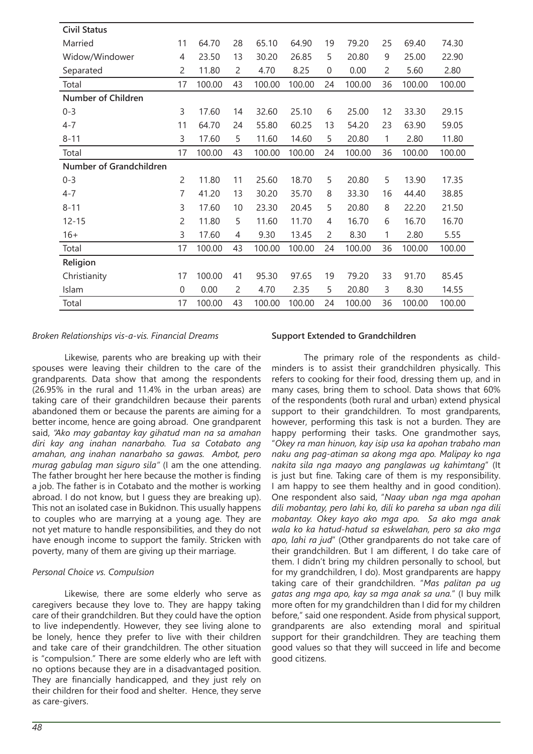| Civil Status | | | | | | | | | | |
|---|---|---|---|---|---|---|---|---|---|---|
| Married | 11 | 64.70 | 28 | 65.10 | 64.90 | 19 | 79.20 | 25 | 69.40 | 74.30 |
| Widow/Windower | 4 | 23.50 | 13 | 30.20 | 26.85 | 5 | 20.80 | 9 | 25.00 | 22.90 |
| Separated | 2 | 11.80 | 2 | 4.70 | 8.25 | 0 | 0.00 | 2 | 5.60 | 2.80 |
| Total | 17 | 100.00 | 43 | 100.00 | 100.00 | 24 | 100.00 | 36 | 100.00 | 100.00 |
| **Number of Children** | | | | | | | | | | |
| 0-3 | 3 | 17.60 | 14 | 32.60 | 25.10 | 6 | 25.00 | 12 | 33.30 | 29.15 |
| 4-7 | 11 | 64.70 | 24 | 55.80 | 60.25 | 13 | 54.20 | 23 | 63.90 | 59.05 |
| 8-11 | 3 | 17.60 | 5 | 11.60 | 14.60 | 5 | 20.80 | 1 | 2.80 | 11.80 |
| Total | 17 | 100.00 | 43 | 100.00 | 100.00 | 24 | 100.00 | 36 | 100.00 | 100.00 |
| **Number of Grandchildren** | | | | | | | | | | |
| 0-3 | 2 | 11.80 | 11 | 25.60 | 18.70 | 5 | 20.80 | 5 | 13.90 | 17.35 |
| 4-7 | 7 | 41.20 | 13 | 30.20 | 35.70 | 8 | 33.30 | 16 | 44.40 | 38.85 |
| 8-11 | 3 | 17.60 | 10 | 23.30 | 20.45 | 5 | 20.80 | 8 | 22.20 | 21.50 |
| 12-15 | 2 | 11.80 | 5 | 11.60 | 11.70 | 4 | 16.70 | 6 | 16.70 | 16.70 |
| 16+ | 3 | 17.60 | 4 | 9.30 | 13.45 | 2 | 8.30 | 1 | 2.80 | 5.55 |
| Total | 17 | 100.00 | 43 | 100.00 | 100.00 | 24 | 100.00 | 36 | 100.00 | 100.00 |
| **Religion** | | | | | | | | | | |
| Christianity | 17 | 100.00 | 41 | 95.30 | 97.65 | 19 | 79.20 | 33 | 91.70 | 85.45 |
| Islam | 0 | 0.00 | 2 | 4.70 | 2.35 | 5 | 20.80 | 3 | 8.30 | 14.55 |
| Total | 17 | 100.00 | 43 | 100.00 | 100.00 | 24 | 100.00 | 36 | 100.00 | 100.00 |

*Broken Relationships vis-a-vis. Financial Dreams*

Likewise, parents who are breaking up with their spouses were leaving their children to the care of the grandparents. Data show that among the respondents (26.95% in the rural and 11.4% in the urban areas) are taking care of their grandchildren because their parents abandoned them or because the parents are aiming for a better income, hence are going abroad. One grandparent said, *"Ako may gabantay kay gihatud man na sa amahan diri kay ang inahan nanarbaho. Tua sa Cotabato ang amahan, ang inahan nanarbaho sa gawas. Ambot, pero murag gabulag man siguro sila"* (I am the one attending. The father brought her here because the mother is finding a job. The father is in Cotabato and the mother is working abroad. I do not know, but I guess they are breaking up). This not an isolated case in Bukidnon. This usually happens to couples who are marrying at a young age. They are not yet mature to handle responsibilities, and they do not have enough income to support the family. Stricken with poverty, many of them are giving up their marriage.

*Personal Choice vs. Compulsion*

Likewise, there are some elderly who serve as caregivers because they love to. They are happy taking care of their grandchildren. But they could have the option to live independently. However, they see living alone to be lonely, hence they prefer to live with their children and take care of their grandchildren. The other situation is "compulsion." There are some elderly who are left with no options because they are in a disadvantaged position. They are financially handicapped, and they just rely on their children for their food and shelter. Hence, they serve as care-givers.

**Support Extended to Grandchildren**

The primary role of the respondents as child-minders is to assist their grandchildren physically. This refers to cooking for their food, dressing them up, and in many cases, bring them to school. Data shows that 60% of the respondents (both rural and urban) extend physical support to their grandchildren. To most grandparents, however, performing this task is not a burden. They are happy performing their tasks. One grandmother says, "*Okey ra man hinuon, kay isip usa ka apohan trabaho man naku ang pag-atiman sa akong mga apo. Malipay ko nga nakita sila nga maayo ang panglawas ug kahimtang*" (It is just but fine. Taking care of them is my responsibility. I am happy to see them healthy and in good condition). One respondent also said, "*Naay uban nga mga apohan dili mobantay, pero lahi ko, dili ko pareha sa uban nga dili mobantay. Okey kayo ako mga apo. Sa ako mga anak wala ko ka hatud-hatud sa eskwelahan, pero sa ako mga apo, lahi ra jud*" (Other grandparents do not take care of their grandchildren. But I am different, I do take care of them. I didn't bring my children personally to school, but for my grandchildren, I do). Most grandparents are happy taking care of their grandchildren. "*Mas palitan pa ug gatas ang mga apo, kay sa mga anak sa una.*" (I buy milk more often for my grandchildren than I did for my children before," said one respondent. Aside from physical support, grandparents are also extending moral and spiritual support for their grandchildren. They are teaching them good values so that they will succeed in life and become good citizens.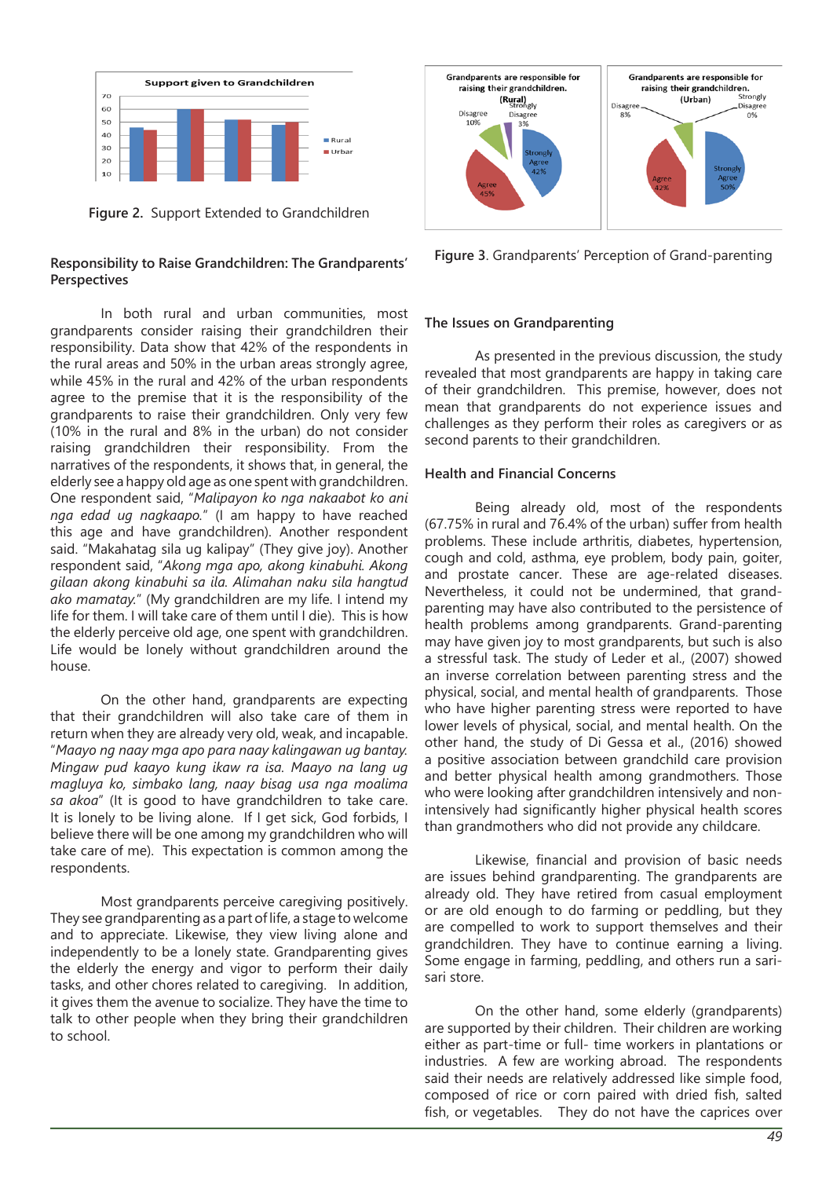Figure 2. Support Extended to Grandchildren

Figure 3. Grandparents' Perception of Grand-parenting

### Responsibility to Raise Grandchildren: The Grandparents' Perspectives

In both rural and urban communities, most grandparents consider raising their grandchildren their responsibility. Data show that 42% of the respondents in the rural areas and 50% in the urban areas strongly agree, while 45% in the rural and 42% of the urban respondents agree to the premise that it is the responsibility of the grandparents to raise their grandchildren. Only very few (10% in the rural and 8% in the urban) do not consider raising grandchildren their responsibility. From the narratives of the respondents, it shows that, in general, the elderly see a happy old age as one spent with grandchildren. One respondent said, "*Malipayon ko nga nakaabot ko ani nga edad ug nagkaapo.*" (I am happy to have reached this age and have grandchildren). Another respondent said. "Makahatag sila ug kalipay" (They give joy). Another respondent said, "*Akong mga apo, akong kinabuhi. Akong gilaan akong kinabuhi sa ila. Alimahan naku sila hangtud ako mamatay.*" (My grandchildren are my life. I intend my life for them. I will take care of them until I die). This is how the elderly perceive old age, one spent with grandchildren. Life would be lonely without grandchildren around the house.

On the other hand, grandparents are expecting that their grandchildren will also take care of them in return when they are already very old, weak, and incapable. "*Maayo ng naay mga apo para naay kalingawan ug bantay. Mingaw pud kaayo kung ikaw ra isa. Maayo na lang ug magluya ko, simbako lang, naay bisag usa nga moalima sa akoa*" (It is good to have grandchildren to take care. It is lonely to be living alone. If I get sick, God forbids, I believe there will be one among my grandchildren who will take care of me). This expectation is common among the respondents.

Most grandparents perceive caregiving positively. They see grandparenting as a part of life, a stage to welcome and to appreciate. Likewise, they view living alone and independently to be a lonely state. Grandparenting gives the elderly the energy and vigor to perform their daily tasks, and other chores related to caregiving. In addition, it gives them the avenue to socialize. They have the time to talk to other people when they bring their grandchildren to school.

### The Issues on Grandparenting

As presented in the previous discussion, the study revealed that most grandparents are happy in taking care of their grandchildren. This premise, however, does not mean that grandparents do not experience issues and challenges as they perform their roles as caregivers or as second parents to their grandchildren.

### Health and Financial Concerns

Being already old, most of the respondents (67.75% in rural and 76.4% of the urban) suffer from health problems. These include arthritis, diabetes, hypertension, cough and cold, asthma, eye problem, body pain, goiter, and prostate cancer. These are age-related diseases. Nevertheless, it could not be undermined, that grand-parenting may have also contributed to the persistence of health problems among grandparents. Grand-parenting may have given joy to most grandparents, but such is also a stressful task. The study of Leder et al., (2007) showed an inverse correlation between parenting stress and the physical, social, and mental health of grandparents. Those who have higher parenting stress were reported to have lower levels of physical, social, and mental health. On the other hand, the study of Di Gessa et al., (2016) showed a positive association between grandchild care provision and better physical health among grandmothers. Those who were looking after grandchildren intensively and non-intensively had significantly higher physical health scores than grandmothers who did not provide any childcare.

Likewise, financial and provision of basic needs are issues behind grandparenting. The grandparents are already old. They have retired from casual employment or are old enough to do farming or peddling, but they are compelled to work to support themselves and their grandchildren. They have to continue earning a living. Some engage in farming, peddling, and others run a sari-sari store.

On the other hand, some elderly (grandparents) are supported by their children. Their children are working either as part-time or full- time workers in plantations or industries. A few are working abroad. The respondents said their needs are relatively addressed like simple food, composed of rice or corn paired with dried fish, salted fish, or vegetables. They do not have the caprices over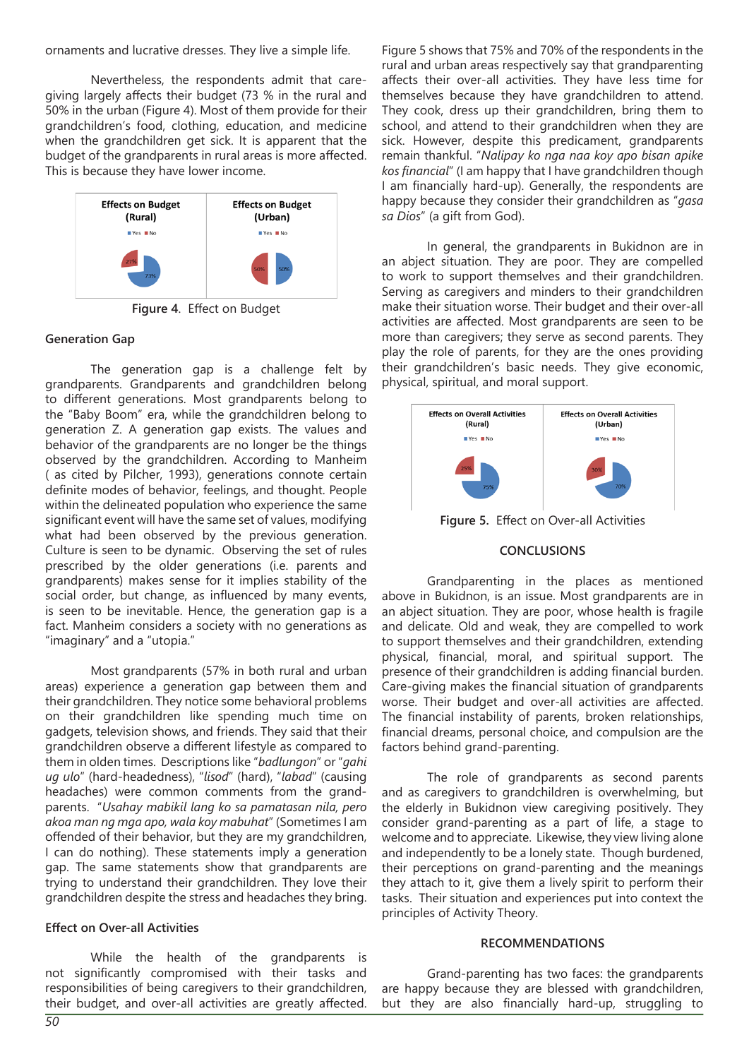ornaments and lucrative dresses. They live a simple life.

Nevertheless, the respondents admit that care-giving largely affects their budget (73 % in the rural and 50% in the urban (Figure 4). Most of them provide for their grandchildren's food, clothing, education, and medicine when the grandchildren get sick. It is apparent that the budget of the grandparents in rural areas is more affected. This is because they have lower income.

| Effects on Budget (Rural) | Effects on Budget (Urban) |
|---|---|
| Yes 73%, No 27% | Yes 50%, No 50% |

Figure 4. Effect on Budget

### Generation Gap

The generation gap is a challenge felt by grandparents. Grandparents and grandchildren belong to different generations. Most grandparents belong to the "Baby Boom" era, while the grandchildren belong to generation Z. A generation gap exists. The values and behavior of the grandparents are no longer be the things observed by the grandchildren. According to Manheim ( as cited by Pilcher, 1993), generations connote certain definite modes of behavior, feelings, and thought. People within the delineated population who experience the same significant event will have the same set of values, modifying what had been observed by the previous generation. Culture is seen to be dynamic. Observing the set of rules prescribed by the older generations (i.e. parents and grandparents) makes sense for it implies stability of the social order, but change, as influenced by many events, is seen to be inevitable. Hence, the generation gap is a fact. Manheim considers a society with no generations as "imaginary" and a "utopia."

Most grandparents (57% in both rural and urban areas) experience a generation gap between them and their grandchildren. They notice some behavioral problems on their grandchildren like spending much time on gadgets, television shows, and friends. They said that their grandchildren observe a different lifestyle as compared to them in olden times. Descriptions like "*badlungon*" or "*gahi ug ulo*" (hard-headedness), "*lisod*" (hard), "*labad*" (causing headaches) were common comments from the grandparents. "*Usahay mabikil lang ko sa pamatasan nila, pero akoa man ng mga apo, wala koy mabuhat*" (Sometimes I am offended of their behavior, but they are my grandchildren, I can do nothing). These statements imply a generation gap. The same statements show that grandparents are trying to understand their grandchildren. They love their grandchildren despite the stress and headaches they bring.

### Effect on Over-all Activities

While the health of the grandparents is not significantly compromised with their tasks and responsibilities of being caregivers to their grandchildren, their budget, and over-all activities are greatly affected. Figure 5 shows that 75% and 70% of the respondents in the rural and urban areas respectively say that grandparenting affects their over-all activities. They have less time for themselves because they have grandchildren to attend. They cook, dress up their grandchildren, bring them to school, and attend to their grandchildren when they are sick. However, despite this predicament, grandparents remain thankful. "*Nalipay ko nga naa koy apo bisan apike kos financial*" (I am happy that I have grandchildren though I am financially hard-up). Generally, the respondents are happy because they consider their grandchildren as "*gasa sa Dios*" (a gift from God).

In general, the grandparents in Bukidnon are in an abject situation. They are poor. They are compelled to work to support themselves and their grandchildren. Serving as caregivers and minders to their grandchildren make their situation worse. Their budget and their over-all activities are affected. Most grandparents are seen to be more than caregivers; they serve as second parents. They play the role of parents, for they are the ones providing their grandchildren's basic needs. They give economic, physical, spiritual, and moral support.

| Effects on Overall Activities (Rural) | Effects on Overall Activities (Urban) |
|---|---|
| Yes 75%, No 25% | Yes 70%, No 30% |

Figure 5. Effect on Over-all Activities

## CONCLUSIONS

Grandparenting in the places as mentioned above in Bukidnon, is an issue. Most grandparents are in an abject situation. They are poor, whose health is fragile and delicate. Old and weak, they are compelled to work to support themselves and their grandchildren, extending physical, financial, moral, and spiritual support. The presence of their grandchildren is adding financial burden. Care-giving makes the financial situation of grandparents worse. Their budget and over-all activities are affected. The financial instability of parents, broken relationships, financial dreams, personal choice, and compulsion are the factors behind grand-parenting.

The role of grandparents as second parents and as caregivers to grandchildren is overwhelming, but the elderly in Bukidnon view caregiving positively. They consider grand-parenting as a part of life, a stage to welcome and to appreciate. Likewise, they view living alone and independently to be a lonely state. Though burdened, their perceptions on grand-parenting and the meanings they attach to it, give them a lively spirit to perform their tasks. Their situation and experiences put into context the principles of Activity Theory.

## RECOMMENDATIONS

Grand-parenting has two faces: the grandparents are happy because they are blessed with grandchildren, but they are also financially hard-up, struggling to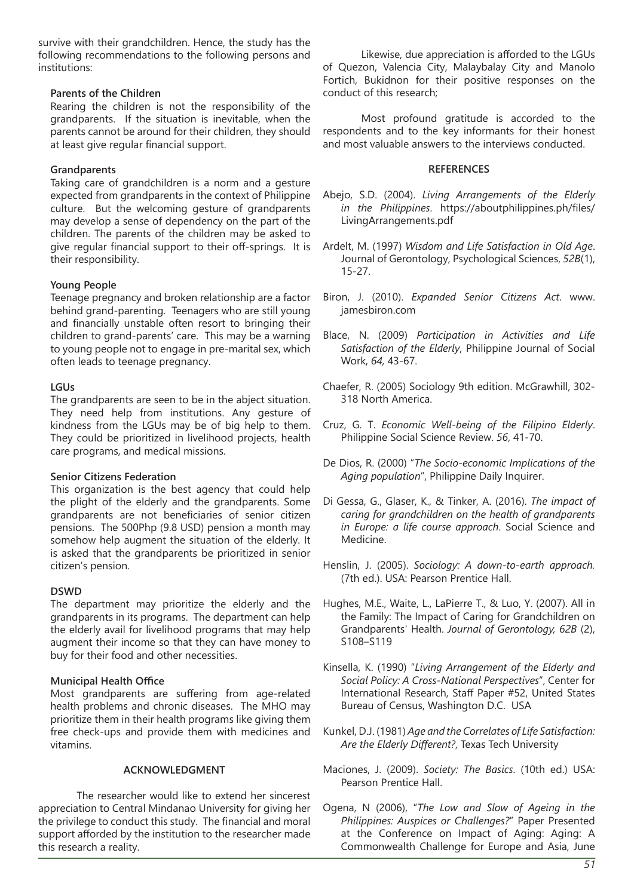survive with their grandchildren. Hence, the study has the following recommendations to the following persons and institutions:

**Parents of the Children**

Rearing the children is not the responsibility of the grandparents. If the situation is inevitable, when the parents cannot be around for their children, they should at least give regular financial support.

**Grandparents**

Taking care of grandchildren is a norm and a gesture expected from grandparents in the context of Philippine culture. But the welcoming gesture of grandparents may develop a sense of dependency on the part of the children. The parents of the children may be asked to give regular financial support to their off-springs. It is their responsibility.

**Young People**

Teenage pregnancy and broken relationship are a factor behind grand-parenting. Teenagers who are still young and financially unstable often resort to bringing their children to grand-parents' care. This may be a warning to young people not to engage in pre-marital sex, which often leads to teenage pregnancy.

**LGUs**

The grandparents are seen to be in the abject situation. They need help from institutions. Any gesture of kindness from the LGUs may be of big help to them. They could be prioritized in livelihood projects, health care programs, and medical missions.

**Senior Citizens Federation**

This organization is the best agency that could help the plight of the elderly and the grandparents. Some grandparents are not beneficiaries of senior citizen pensions. The 500Php (9.8 USD) pension a month may somehow help augment the situation of the elderly. It is asked that the grandparents be prioritized in senior citizen's pension.

**DSWD**

The department may prioritize the elderly and the grandparents in its programs. The department can help the elderly avail for livelihood programs that may help augment their income so that they can have money to buy for their food and other necessities.

**Municipal Health Office**

Most grandparents are suffering from age-related health problems and chronic diseases. The MHO may prioritize them in their health programs like giving them free check-ups and provide them with medicines and vitamins.

## ACKNOWLEDGMENT

The researcher would like to extend her sincerest appreciation to Central Mindanao University for giving her the privilege to conduct this study. The financial and moral support afforded by the institution to the researcher made this research a reality.

Likewise, due appreciation is afforded to the LGUs of Quezon, Valencia City, Malaybalay City and Manolo Fortich, Bukidnon for their positive responses on the conduct of this research;

Most profound gratitude is accorded to the respondents and to the key informants for their honest and most valuable answers to the interviews conducted.

## REFERENCES

Abejo, S.D. (2004). *Living Arrangements of the Elderly in the Philippines*. https://aboutphilippines.ph/files/LivingArrangements.pdf

Ardelt, M. (1997) *Wisdom and Life Satisfaction in Old Age*. Journal of Gerontology, Psychological Sciences, *52B*(1), 15-27.

Biron, J. (2010). *Expanded Senior Citizens Act*. www.jamesbiron.com

Blace, N. (2009) *Participation in Activities and Life Satisfaction of the Elderly*, Philippine Journal of Social Work, *64,* 43-67.

Chaefer, R. (2005) Sociology 9th edition. McGrawhill, 302-318 North America.

Cruz, G. T. *Economic Well-being of the Filipino Elderly*. Philippine Social Science Review. *56*, 41-70.

De Dios, R. (2000) "*The Socio-economic Implications of the Aging population*", Philippine Daily Inquirer.

Di Gessa, G., Glaser, K., & Tinker, A. (2016). *The impact of caring for grandchildren on the health of grandparents in Europe: a life course approach*. Social Science and Medicine.

Henslin, J. (2005). *Sociology: A down-to-earth approach.* (7th ed.). USA: Pearson Prentice Hall.

Hughes, M.E., Waite, L., LaPierre T., & Luo, Y. (2007). All in the Family: The Impact of Caring for Grandchildren on Grandparents' Health. *Journal of Gerontology, 62B* (2), S108–S119

Kinsella, K. (1990) "*Living Arrangement of the Elderly and Social Policy: A Cross-National Perspectives*", Center for International Research, Staff Paper #52, United States Bureau of Census, Washington D.C. USA

Kunkel, D.J. (1981) *Age and the Correlates of Life Satisfaction: Are the Elderly Different?*, Texas Tech University

Maciones, J. (2009). *Society: The Basics*. (10th ed.) USA: Pearson Prentice Hall.

Ogena, N (2006), "*The Low and Slow of Ageing in the Philippines: Auspices or Challenges?*" Paper Presented at the Conference on Impact of Aging: Aging: A Commonwealth Challenge for Europe and Asia, June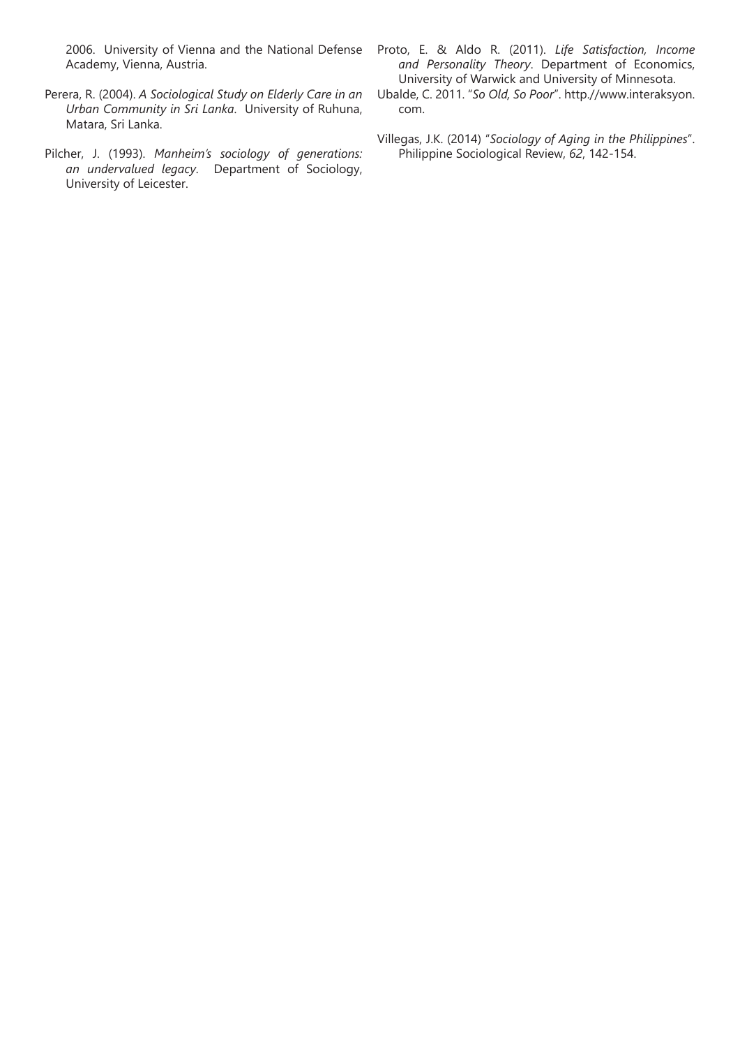2006. University of Vienna and the National Defense Academy, Vienna, Austria.

Perera, R. (2004). *A Sociological Study on Elderly Care in an Urban Community in Sri Lanka.* University of Ruhuna, Matara, Sri Lanka.

Pilcher, J. (1993). *Manheim's sociology of generations: an undervalued legacy*. Department of Sociology, University of Leicester.

Proto, E. & Aldo R. (2011). *Life Satisfaction, Income and Personality Theory*. Department of Economics, University of Warwick and University of Minnesota.

Ubalde, C. 2011. "*So Old, So Poor*". http.//www.interaksyon.com.

Villegas, J.K. (2014) "*Sociology of Aging in the Philippines*". Philippine Sociological Review, *62*, 142-154.